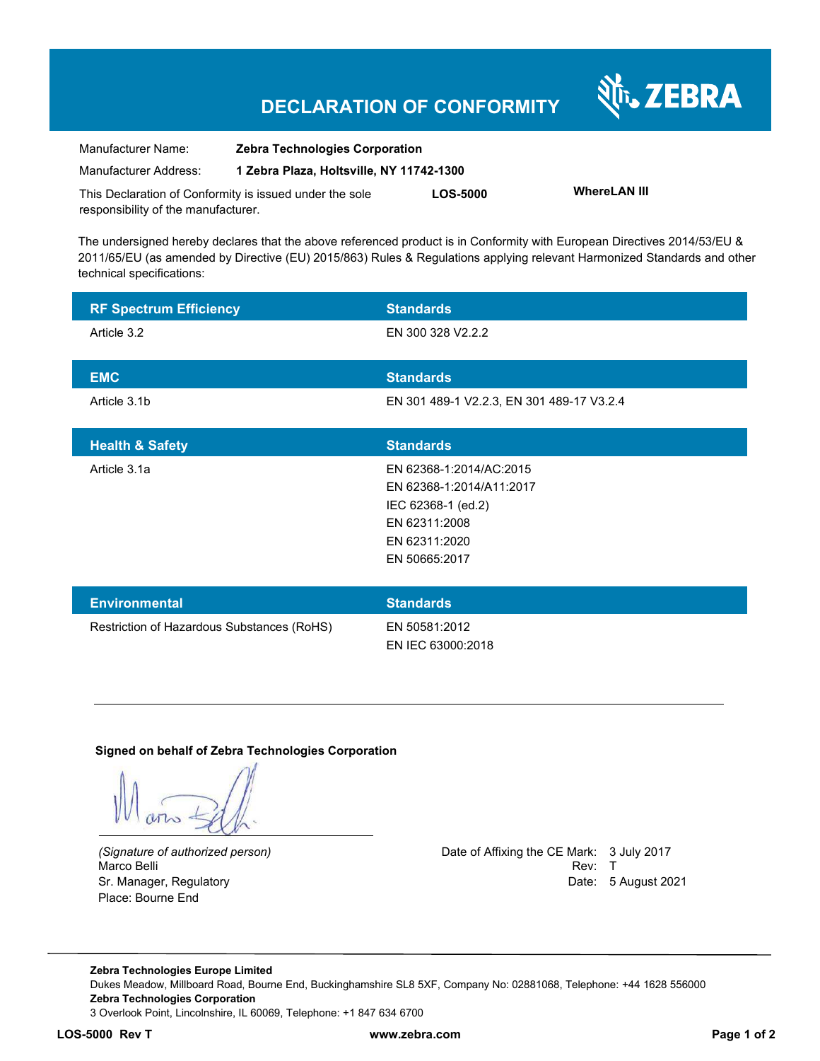# DECLARATION OF CONFORMITY

ZEBRA

| | |
|---|---|
| Manufacturer Name: | **Zebra Technologies Corporation** |
| Manufacturer Address: | **1 Zebra Plaza, Holtsville, NY 11742-1300** |

This Declaration of Conformity is issued under the sole responsibility of the manufacturer. **LOS-5000** **WhereLAN III**

The undersigned hereby declares that the above referenced product is in Conformity with European Directives 2014/53/EU & 2011/65/EU (as amended by Directive (EU) 2015/863) Rules & Regulations applying relevant Harmonized Standards and other technical specifications:

| RF Spectrum Efficiency | Standards |
|---|---|
| Article 3.2 | EN 300 328 V2.2.2 |

| EMC | Standards |
|---|---|
| Article 3.1b | EN 301 489-1 V2.2.3, EN 301 489-17 V3.2.4 |

| Health & Safety | Standards |
|---|---|
| Article 3.1a | EN 62368-1:2014/AC:2015<br>EN 62368-1:2014/A11:2017<br>IEC 62368-1 (ed.2)<br>EN 62311:2008<br>EN 62311:2020<br>EN 50665:2017 |

| Environmental | Standards |
|---|---|
| Restriction of Hazardous Substances (RoHS) | EN 50581:2012<br>EN IEC 63000:2018 |

**Signed on behalf of Zebra Technologies Corporation**

*(Signature of authorized person)*
Marco Belli
Sr. Manager, Regulatory
Place: Bourne End

Date of Affixing the CE Mark: 3 July 2017
Rev: T
Date: 5 August 2021

**Zebra Technologies Europe Limited**
Dukes Meadow, Millboard Road, Bourne End, Buckinghamshire SL8 5XF, Company No: 02881068, Telephone: +44 1628 556000
**Zebra Technologies Corporation**
3 Overlook Point, Lincolnshire, IL 60069, Telephone: +1 847 634 6700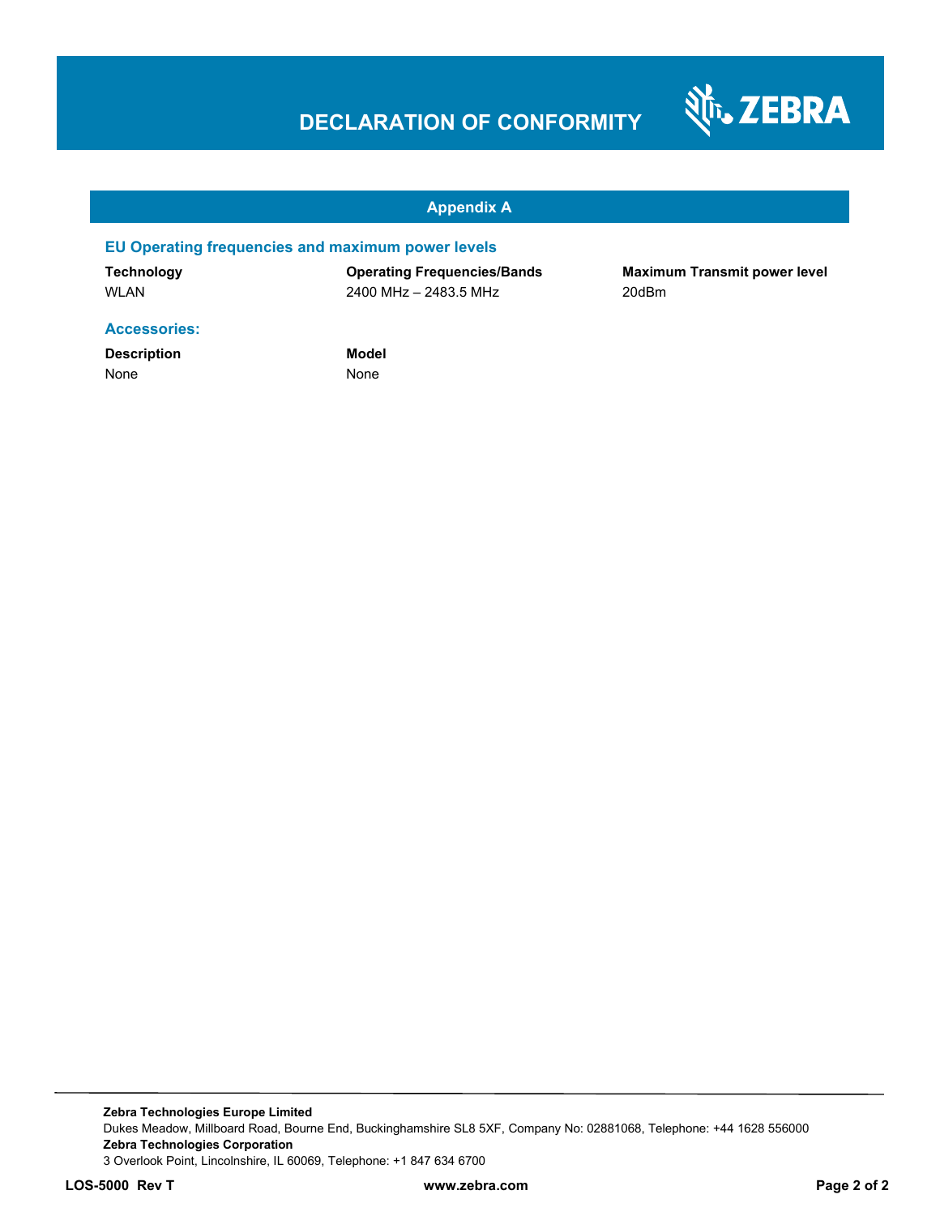# DECLARATION OF CONFORMITY

## Appendix A

### EU Operating frequencies and maximum power levels

| Technology | Operating Frequencies/Bands | Maximum Transmit power level |
| --- | --- | --- |
| WLAN | 2400 MHz – 2483.5 MHz | 20dBm |

### Accessories:

| Description | Model |
| --- | --- |
| None | None |

**Zebra Technologies Europe Limited**
Dukes Meadow, Millboard Road, Bourne End, Buckinghamshire SL8 5XF, Company No: 02881068, Telephone: +44 1628 556000
**Zebra Technologies Corporation**
3 Overlook Point, Lincolnshire, IL 60069, Telephone: +1 847 634 6700

**LOS-5000 Rev T** **www.zebra.com**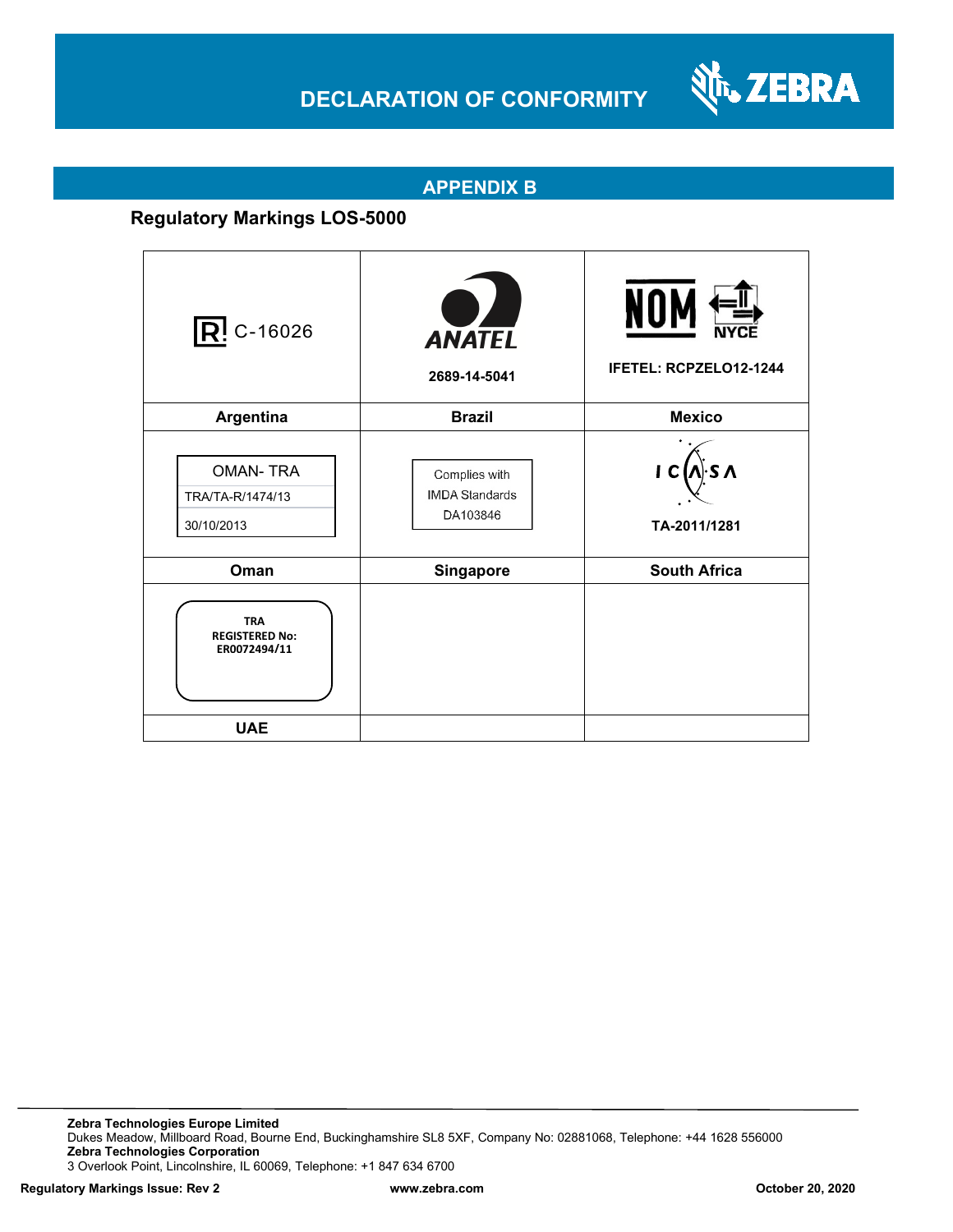# DECLARATION OF CONFORMITY

## APPENDIX B

### Regulatory Markings LOS-5000

| | | |
|---|---|---|
| C-16026 | ANATEL 2689-14-5041 | NOM NYCE IFETEL: RCPZELO12-1244 |
| **Argentina** | **Brazil** | **Mexico** |
| OMAN- TRA TRA/TA-R/1474/13 30/10/2013 | Complies with IMDA Standards DA103846 | ICASA TA-2011/1281 |
| **Oman** | **Singapore** | **South Africa** |
| TRA REGISTERED No: ER0072494/11 | | |
| **UAE** | | |

**Zebra Technologies Europe Limited**
Dukes Meadow, Millboard Road, Bourne End, Buckinghamshire SL8 5XF, Company No: 02881068, Telephone: +44 1628 556000
**Zebra Technologies Corporation**
3 Overlook Point, Lincolnshire, IL 60069, Telephone: +1 847 634 6700

**Regulatory Markings Issue: Rev 2** **www.zebra.com** **October 20, 2020**